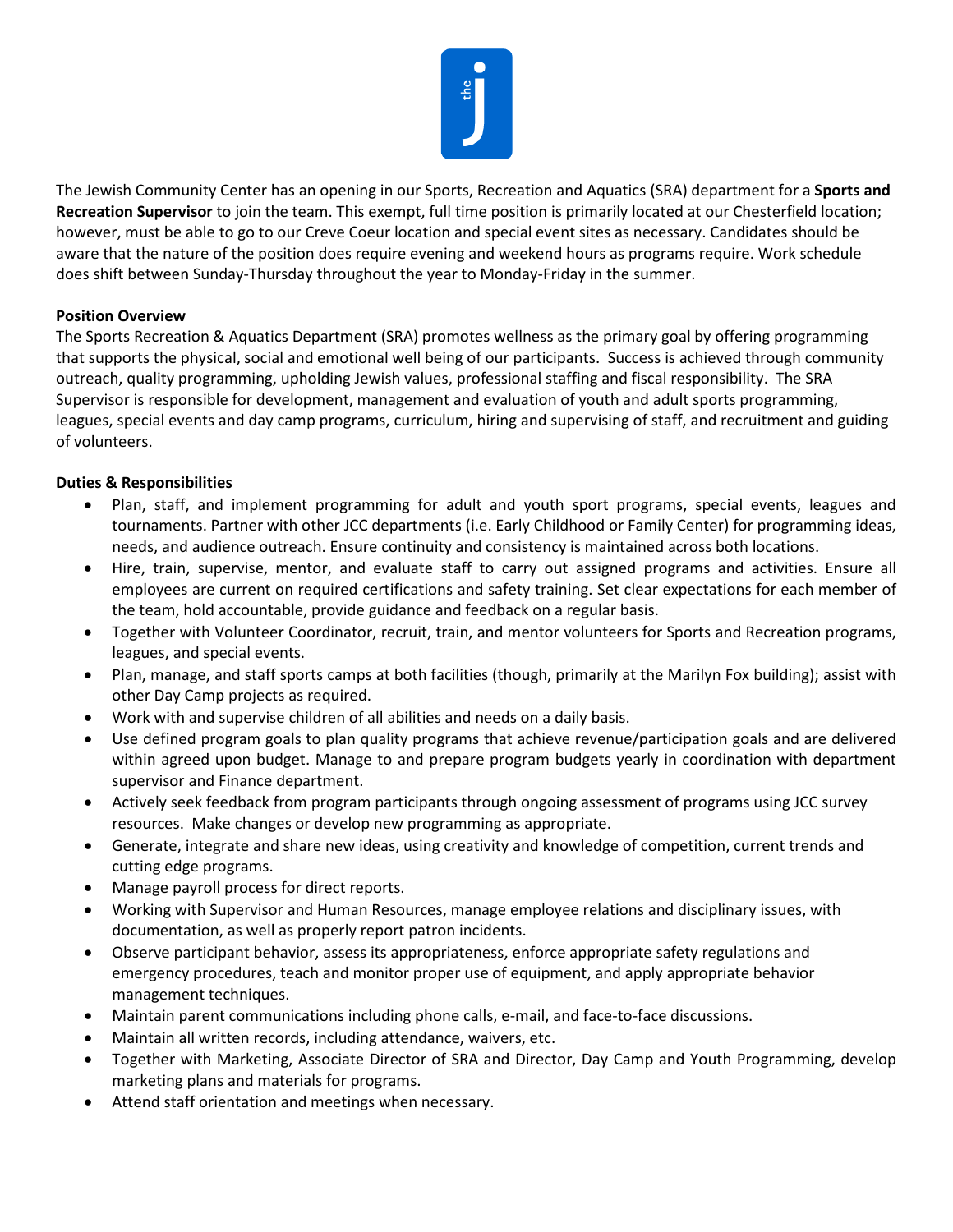The Jewish Community Center has an opening in our Sports, Recreation and Aquatics (SRA) department for a **Sports and Recreation Supervisor** to join the team. This exempt, full time position is primarily located at our Chesterfield location; however, must be able to go to our Creve Coeur location and special event sites as necessary. Candidates should be aware that the nature of the position does require evening and weekend hours as programs require. Work schedule does shift between Sunday-Thursday throughout the year to Monday-Friday in the summer.

**Position Overview**

The Sports Recreation & Aquatics Department (SRA) promotes wellness as the primary goal by offering programming that supports the physical, social and emotional well being of our participants. Success is achieved through community outreach, quality programming, upholding Jewish values, professional staffing and fiscal responsibility. The SRA Supervisor is responsible for development, management and evaluation of youth and adult sports programming, leagues, special events and day camp programs, curriculum, hiring and supervising of staff, and recruitment and guiding of volunteers.

**Duties & Responsibilities**

- Plan, staff, and implement programming for adult and youth sport programs, special events, leagues and tournaments. Partner with other JCC departments (i.e. Early Childhood or Family Center) for programming ideas, needs, and audience outreach. Ensure continuity and consistency is maintained across both locations.
- Hire, train, supervise, mentor, and evaluate staff to carry out assigned programs and activities. Ensure all employees are current on required certifications and safety training. Set clear expectations for each member of the team, hold accountable, provide guidance and feedback on a regular basis.
- Together with Volunteer Coordinator, recruit, train, and mentor volunteers for Sports and Recreation programs, leagues, and special events.
- Plan, manage, and staff sports camps at both facilities (though, primarily at the Marilyn Fox building); assist with other Day Camp projects as required.
- Work with and supervise children of all abilities and needs on a daily basis.
- Use defined program goals to plan quality programs that achieve revenue/participation goals and are delivered within agreed upon budget. Manage to and prepare program budgets yearly in coordination with department supervisor and Finance department.
- Actively seek feedback from program participants through ongoing assessment of programs using JCC survey resources. Make changes or develop new programming as appropriate.
- Generate, integrate and share new ideas, using creativity and knowledge of competition, current trends and cutting edge programs.
- Manage payroll process for direct reports.
- Working with Supervisor and Human Resources, manage employee relations and disciplinary issues, with documentation, as well as properly report patron incidents.
- Observe participant behavior, assess its appropriateness, enforce appropriate safety regulations and emergency procedures, teach and monitor proper use of equipment, and apply appropriate behavior management techniques.
- Maintain parent communications including phone calls, e-mail, and face-to-face discussions.
- Maintain all written records, including attendance, waivers, etc.
- Together with Marketing, Associate Director of SRA and Director, Day Camp and Youth Programming, develop marketing plans and materials for programs.
- Attend staff orientation and meetings when necessary.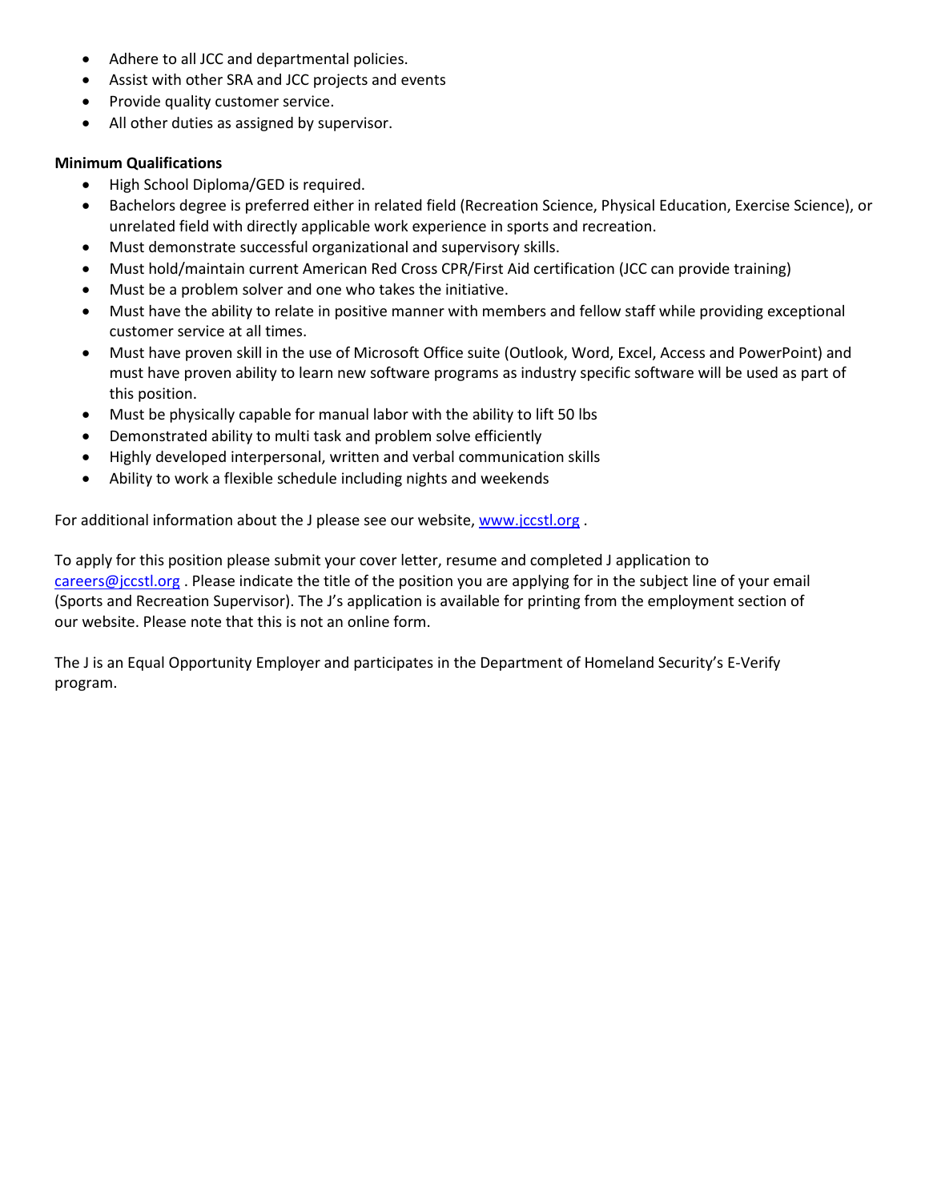- Adhere to all JCC and departmental policies.
- Assist with other SRA and JCC projects and events
- Provide quality customer service.
- All other duties as assigned by supervisor.

**Minimum Qualifications**

- High School Diploma/GED is required.
- Bachelors degree is preferred either in related field (Recreation Science, Physical Education, Exercise Science), or unrelated field with directly applicable work experience in sports and recreation.
- Must demonstrate successful organizational and supervisory skills.
- Must hold/maintain current American Red Cross CPR/First Aid certification (JCC can provide training)
- Must be a problem solver and one who takes the initiative.
- Must have the ability to relate in positive manner with members and fellow staff while providing exceptional customer service at all times.
- Must have proven skill in the use of Microsoft Office suite (Outlook, Word, Excel, Access and PowerPoint) and must have proven ability to learn new software programs as industry specific software will be used as part of this position.
- Must be physically capable for manual labor with the ability to lift 50 lbs
- Demonstrated ability to multi task and problem solve efficiently
- Highly developed interpersonal, written and verbal communication skills
- Ability to work a flexible schedule including nights and weekends

For additional information about the J please see our website, www.jccstl.org .

To apply for this position please submit your cover letter, resume and completed J application to careers@jccstl.org . Please indicate the title of the position you are applying for in the subject line of your email (Sports and Recreation Supervisor). The J's application is available for printing from the employment section of our website. Please note that this is not an online form.

The J is an Equal Opportunity Employer and participates in the Department of Homeland Security's E-Verify program.